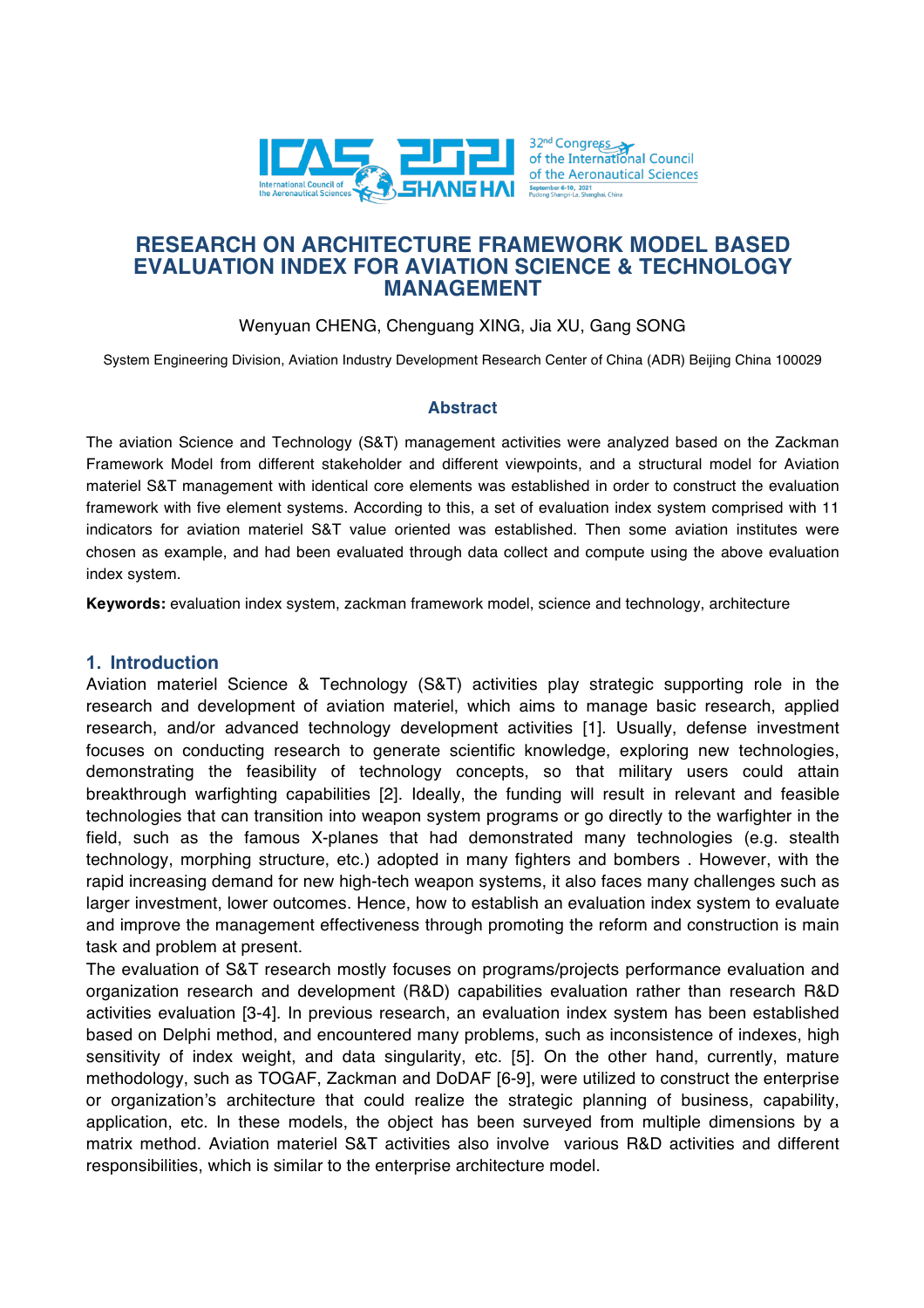# RESEARCH ON ARCHITECTURE FRAMEWORK MODEL BASED EVALUATION INDEX FOR AVIATION SCIENCE & TECHNOLOGY MANAGEMENT

Wenyuan CHENG, Chenguang XING, Jia XU, Gang SONG

System Engineering Division, Aviation Industry Development Research Center of China (ADR) Beijing China 100029

## Abstract

The aviation Science and Technology (S&T) management activities were analyzed based on the Zackman Framework Model from different stakeholder and different viewpoints, and a structural model for Aviation materiel S&T management with identical core elements was established in order to construct the evaluation framework with five element systems. According to this, a set of evaluation index system comprised with 11 indicators for aviation materiel S&T value oriented was established. Then some aviation institutes were chosen as example, and had been evaluated through data collect and compute using the above evaluation index system.

**Keywords:** evaluation index system, zackman framework model, science and technology, architecture

## 1. Introduction

Aviation materiel Science & Technology (S&T) activities play strategic supporting role in the research and development of aviation materiel, which aims to manage basic research, applied research, and/or advanced technology development activities [1]. Usually, defense investment focuses on conducting research to generate scientific knowledge, exploring new technologies, demonstrating the feasibility of technology concepts, so that military users could attain breakthrough warfighting capabilities [2]. Ideally, the funding will result in relevant and feasible technologies that can transition into weapon system programs or go directly to the warfighter in the field, such as the famous X-planes that had demonstrated many technologies (e.g. stealth technology, morphing structure, etc.) adopted in many fighters and bombers . However, with the rapid increasing demand for new high-tech weapon systems, it also faces many challenges such as larger investment, lower outcomes. Hence, how to establish an evaluation index system to evaluate and improve the management effectiveness through promoting the reform and construction is main task and problem at present.

The evaluation of S&T research mostly focuses on programs/projects performance evaluation and organization research and development (R&D) capabilities evaluation rather than research R&D activities evaluation [3-4]. In previous research, an evaluation index system has been established based on Delphi method, and encountered many problems, such as inconsistence of indexes, high sensitivity of index weight, and data singularity, etc. [5]. On the other hand, currently, mature methodology, such as TOGAF, Zackman and DoDAF [6-9], were utilized to construct the enterprise or organization's architecture that could realize the strategic planning of business, capability, application, etc. In these models, the object has been surveyed from multiple dimensions by a matrix method. Aviation materiel S&T activities also involve various R&D activities and different responsibilities, which is similar to the enterprise architecture model.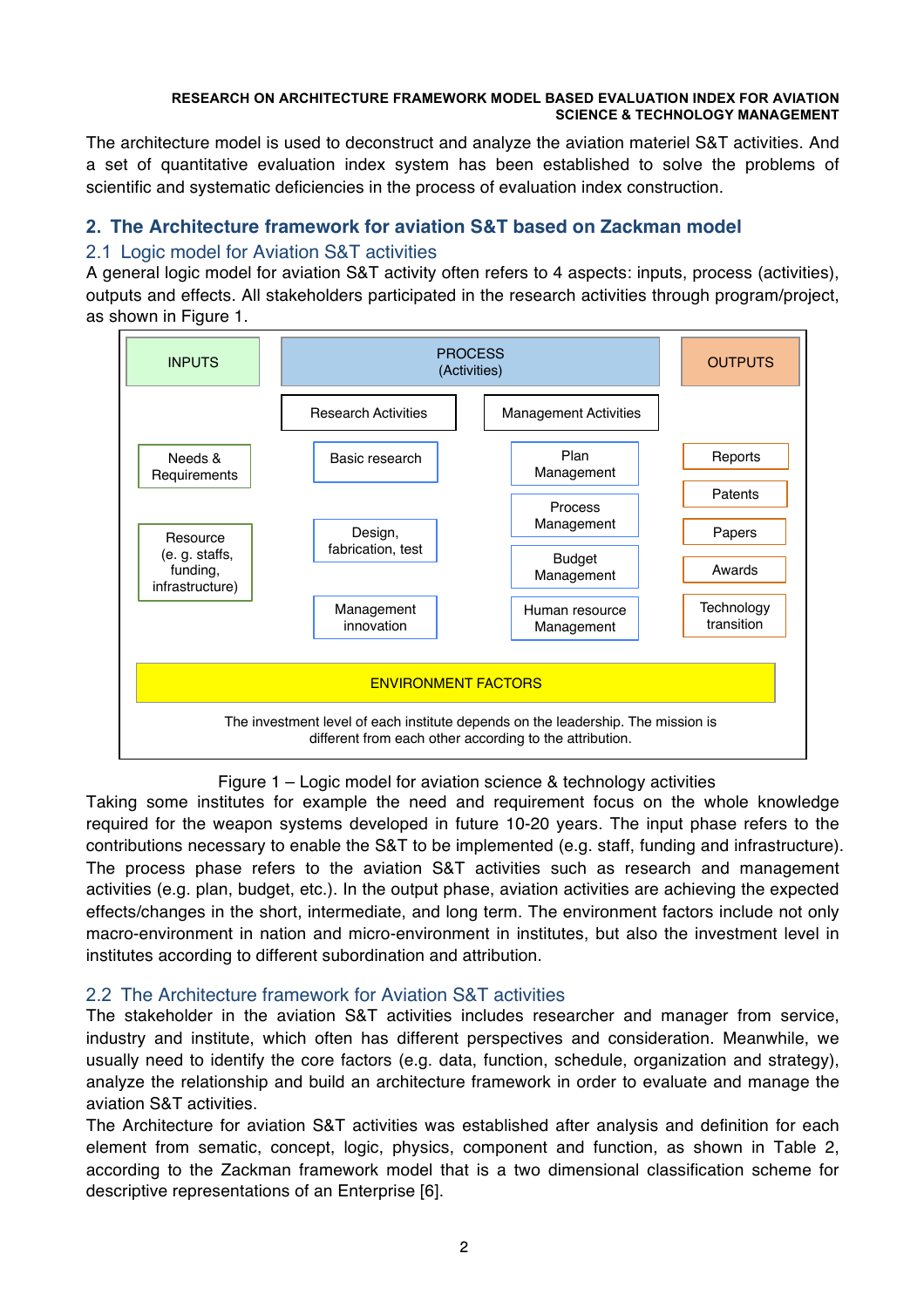The architecture model is used to deconstruct and analyze the aviation materiel S&T activities. And a set of quantitative evaluation index system has been established to solve the problems of scientific and systematic deficiencies in the process of evaluation index construction.

## 2. The Architecture framework for aviation S&T based on Zackman model

### 2.1 Logic model for Aviation S&T activities

A general logic model for aviation S&T activity often refers to 4 aspects: inputs, process (activities), outputs and effects. All stakeholders participated in the research activities through program/project, as shown in Figure 1.

| INPUTS | PROCESS (Activities) | | OUTPUTS |
|---|---|---|---|
| | Research Activities | Management Activities | |
| Needs & Requirements | Basic research | Plan Management | Reports |
| | | Process Management | Patents |
| Resource (e. g. staffs, funding, infrastructure) | Design, fabrication, test | Budget Management | Papers |
| | | | Awards |
| | Management innovation | Human resource Management | Technology transition |

ENVIRONMENT FACTORS

The investment level of each institute depends on the leadership. The mission is different from each other according to the attribution.

Figure 1 – Logic model for aviation science & technology activities

Taking some institutes for example the need and requirement focus on the whole knowledge required for the weapon systems developed in future 10-20 years. The input phase refers to the contributions necessary to enable the S&T to be implemented (e.g. staff, funding and infrastructure). The process phase refers to the aviation S&T activities such as research and management activities (e.g. plan, budget, etc.). In the output phase, aviation activities are achieving the expected effects/changes in the short, intermediate, and long term. The environment factors include not only macro-environment in nation and micro-environment in institutes, but also the investment level in institutes according to different subordination and attribution.

### 2.2 The Architecture framework for Aviation S&T activities

The stakeholder in the aviation S&T activities includes researcher and manager from service, industry and institute, which often has different perspectives and consideration. Meanwhile, we usually need to identify the core factors (e.g. data, function, schedule, organization and strategy), analyze the relationship and build an architecture framework in order to evaluate and manage the aviation S&T activities.

The Architecture for aviation S&T activities was established after analysis and definition for each element from sematic, concept, logic, physics, component and function, as shown in Table 2, according to the Zackman framework model that is a two dimensional classification scheme for descriptive representations of an Enterprise [6].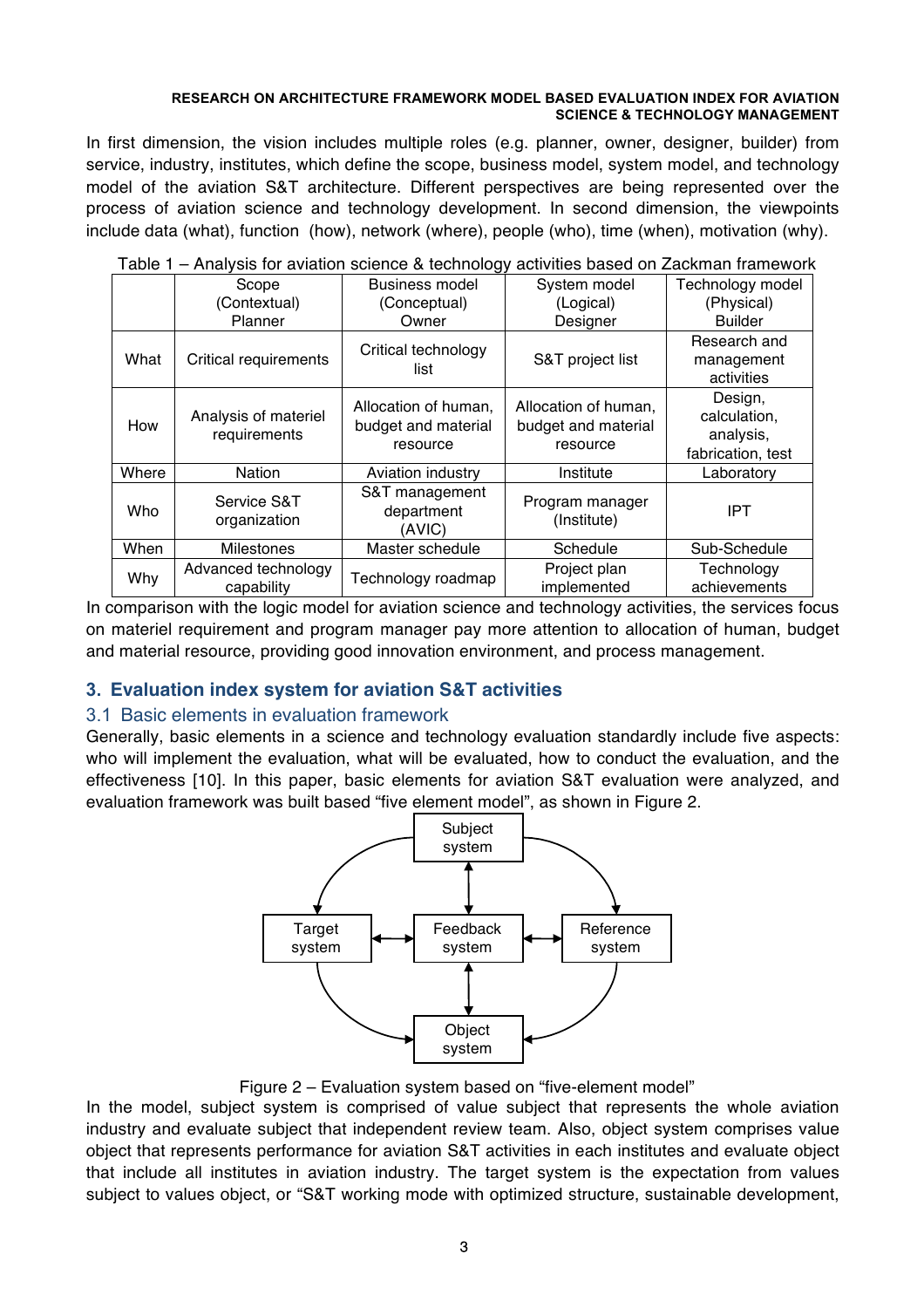In first dimension, the vision includes multiple roles (e.g. planner, owner, designer, builder) from service, industry, institutes, which define the scope, business model, system model, and technology model of the aviation S&T architecture. Different perspectives are being represented over the process of aviation science and technology development. In second dimension, the viewpoints include data (what), function (how), network (where), people (who), time (when), motivation (why).

Table 1 – Analysis for aviation science & technology activities based on Zackman framework

| | Scope (Contextual) Planner | Business model (Conceptual) Owner | System model (Logical) Designer | Technology model (Physical) Builder |
|---|---|---|---|---|
| What | Critical requirements | Critical technology list | S&T project list | Research and management activities |
| How | Analysis of materiel requirements | Allocation of human, budget and material resource | Allocation of human, budget and material resource | Design, calculation, analysis, fabrication, test |
| Where | Nation | Aviation industry | Institute | Laboratory |
| Who | Service S&T organization | S&T management department (AVIC) | Program manager (Institute) | IPT |
| When | Milestones | Master schedule | Schedule | Sub-Schedule |
| Why | Advanced technology capability | Technology roadmap | Project plan implemented | Technology achievements |

In comparison with the logic model for aviation science and technology activities, the services focus on materiel requirement and program manager pay more attention to allocation of human, budget and material resource, providing good innovation environment, and process management.

## 3. Evaluation index system for aviation S&T activities

### 3.1 Basic elements in evaluation framework

Generally, basic elements in a science and technology evaluation standardly include five aspects: who will implement the evaluation, what will be evaluated, how to conduct the evaluation, and the effectiveness [10]. In this paper, basic elements for aviation S&T evaluation were analyzed, and evaluation framework was built based "five element model", as shown in Figure 2.

Figure 2 – Evaluation system based on "five-element model"

In the model, subject system is comprised of value subject that represents the whole aviation industry and evaluate subject that independent review team. Also, object system comprises value object that represents performance for aviation S&T activities in each institutes and evaluate object that include all institutes in aviation industry. The target system is the expectation from values subject to values object, or "S&T working mode with optimized structure, sustainable development,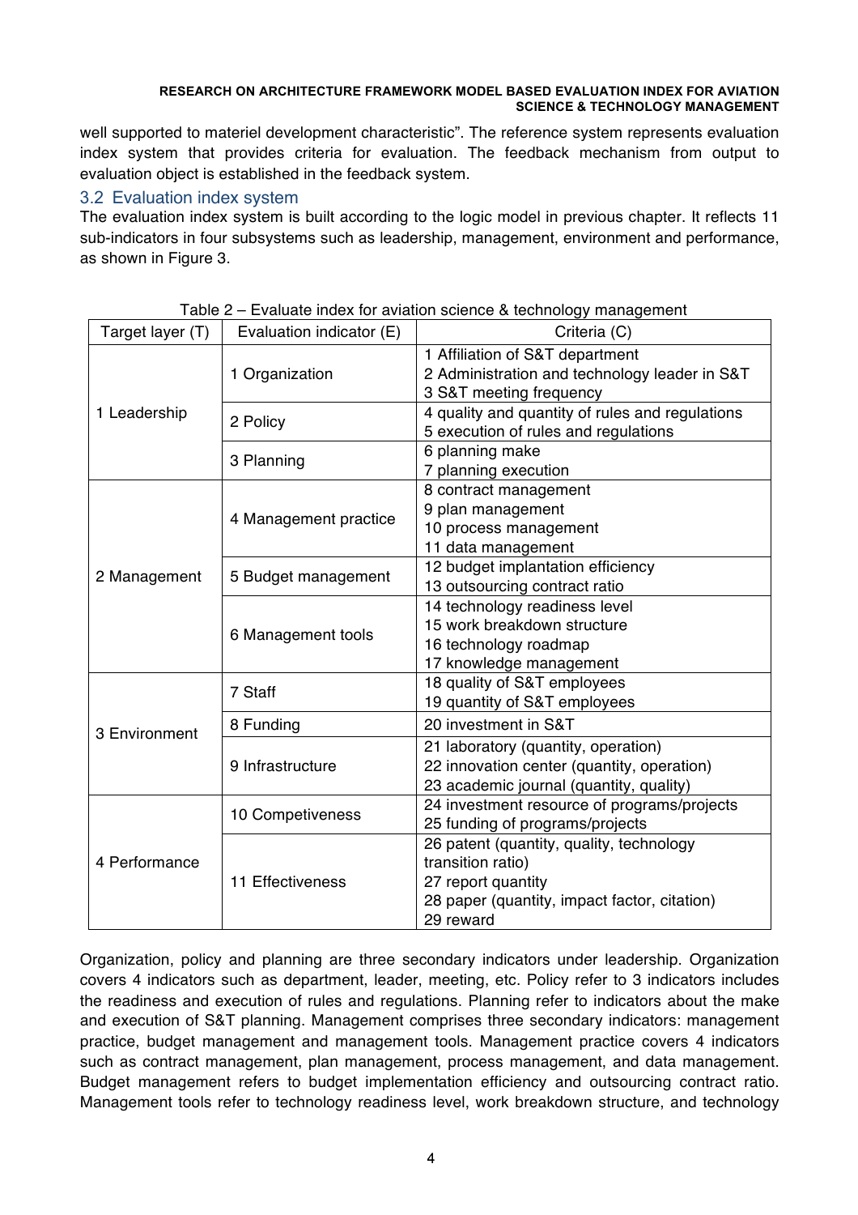well supported to materiel development characteristic". The reference system represents evaluation index system that provides criteria for evaluation. The feedback mechanism from output to evaluation object is established in the feedback system.

## 3.2 Evaluation index system

The evaluation index system is built according to the logic model in previous chapter. It reflects 11 sub-indicators in four subsystems such as leadership, management, environment and performance, as shown in Figure 3.

Table 2 – Evaluate index for aviation science & technology management

| Target layer (T) | Evaluation indicator (E) | Criteria (C) |
|---|---|---|
| 1 Leadership | 1 Organization | 1 Affiliation of S&T department<br>2 Administration and technology leader in S&T<br>3 S&T meeting frequency |
| | 2 Policy | 4 quality and quantity of rules and regulations<br>5 execution of rules and regulations |
| | 3 Planning | 6 planning make<br>7 planning execution |
| 2 Management | 4 Management practice | 8 contract management<br>9 plan management<br>10 process management<br>11 data management |
| | 5 Budget management | 12 budget implantation efficiency<br>13 outsourcing contract ratio |
| | 6 Management tools | 14 technology readiness level<br>15 work breakdown structure<br>16 technology roadmap<br>17 knowledge management |
| 3 Environment | 7 Staff | 18 quality of S&T employees<br>19 quantity of S&T employees |
| | 8 Funding | 20 investment in S&T |
| | 9 Infrastructure | 21 laboratory (quantity, operation)<br>22 innovation center (quantity, operation)<br>23 academic journal (quantity, quality) |
| 4 Performance | 10 Competiveness | 24 investment resource of programs/projects<br>25 funding of programs/projects |
| | 11 Effectiveness | 26 patent (quantity, quality, technology transition ratio)<br>27 report quantity<br>28 paper (quantity, impact factor, citation)<br>29 reward |

Organization, policy and planning are three secondary indicators under leadership. Organization covers 4 indicators such as department, leader, meeting, etc. Policy refer to 3 indicators includes the readiness and execution of rules and regulations. Planning refer to indicators about the make and execution of S&T planning. Management comprises three secondary indicators: management practice, budget management and management tools. Management practice covers 4 indicators such as contract management, plan management, process management, and data management. Budget management refers to budget implementation efficiency and outsourcing contract ratio. Management tools refer to technology readiness level, work breakdown structure, and technology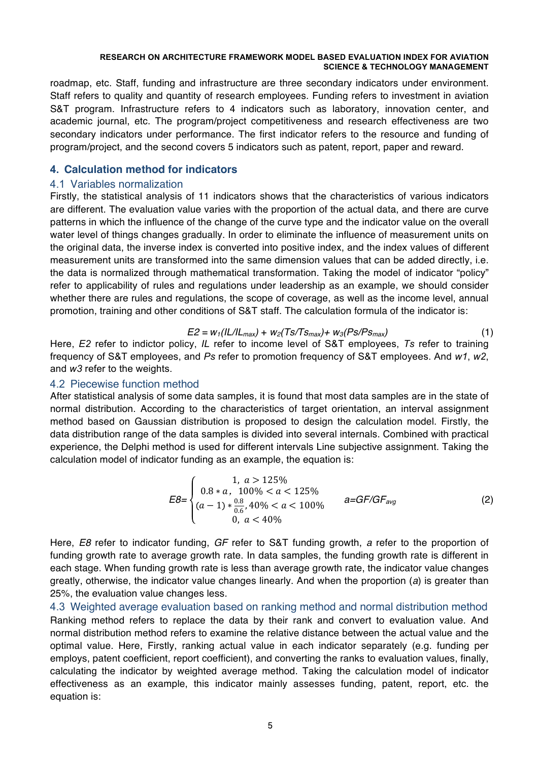roadmap, etc. Staff, funding and infrastructure are three secondary indicators under environment. Staff refers to quality and quantity of research employees. Funding refers to investment in aviation S&T program. Infrastructure refers to 4 indicators such as laboratory, innovation center, and academic journal, etc. The program/project competitiveness and research effectiveness are two secondary indicators under performance. The first indicator refers to the resource and funding of program/project, and the second covers 5 indicators such as patent, report, paper and reward.

## 4. Calculation method for indicators

### 4.1 Variables normalization

Firstly, the statistical analysis of 11 indicators shows that the characteristics of various indicators are different. The evaluation value varies with the proportion of the actual data, and there are curve patterns in which the influence of the change of the curve type and the indicator value on the overall water level of things changes gradually. In order to eliminate the influence of measurement units on the original data, the inverse index is converted into positive index, and the index values of different measurement units are transformed into the same dimension values that can be added directly, i.e. the data is normalized through mathematical transformation. Taking the model of indicator "policy" refer to applicability of rules and regulations under leadership as an example, we should consider whether there are rules and regulations, the scope of coverage, as well as the income level, annual promotion, training and other conditions of S&T staff. The calculation formula of the indicator is:

$$E2 = w_1(IL/IL_{max}) + w_2(Ts/Ts_{max}) + w_3(Ps/Ps_{max}) \tag{1}$$

Here, $E2$ refer to indictor policy, $IL$ refer to income level of S&T employees, $Ts$ refer to training frequency of S&T employees, and $Ps$ refer to promotion frequency of S&T employees. And $w1$, $w2$, and $w3$ refer to the weights.

### 4.2 Piecewise function method

After statistical analysis of some data samples, it is found that most data samples are in the state of normal distribution. According to the characteristics of target orientation, an interval assignment method based on Gaussian distribution is proposed to design the calculation model. Firstly, the data distribution range of the data samples is divided into several internals. Combined with practical experience, the Delphi method is used for different intervals Line subjective assignment. Taking the calculation model of indicator funding as an example, the equation is:

$$E8=\begin{cases} 1,\ a > 125\% \\ 0.8 * a,\ \ 100\% < a < 125\% \\ (a-1) * \frac{0.8}{0.6}, 40\% < a < 100\% \\ 0,\ a < 40\% \end{cases} \qquad a=GF/GF_{avg} \tag{2}$$

Here, $E8$ refer to indicator funding, $GF$ refer to S&T funding growth, $a$ refer to the proportion of funding growth rate to average growth rate. In data samples, the funding growth rate is different in each stage. When funding growth rate is less than average growth rate, the indicator value changes greatly, otherwise, the indicator value changes linearly. And when the proportion ($a$) is greater than 25%, the evaluation value changes less.

### 4.3 Weighted average evaluation based on ranking method and normal distribution method

Ranking method refers to replace the data by their rank and convert to evaluation value. And normal distribution method refers to examine the relative distance between the actual value and the optimal value. Here, Firstly, ranking actual value in each indicator separately (e.g. funding per employs, patent coefficient, report coefficient), and converting the ranks to evaluation values, finally, calculating the indicator by weighted average method. Taking the calculation model of indicator effectiveness as an example, this indicator mainly assesses funding, patent, report, etc. the equation is: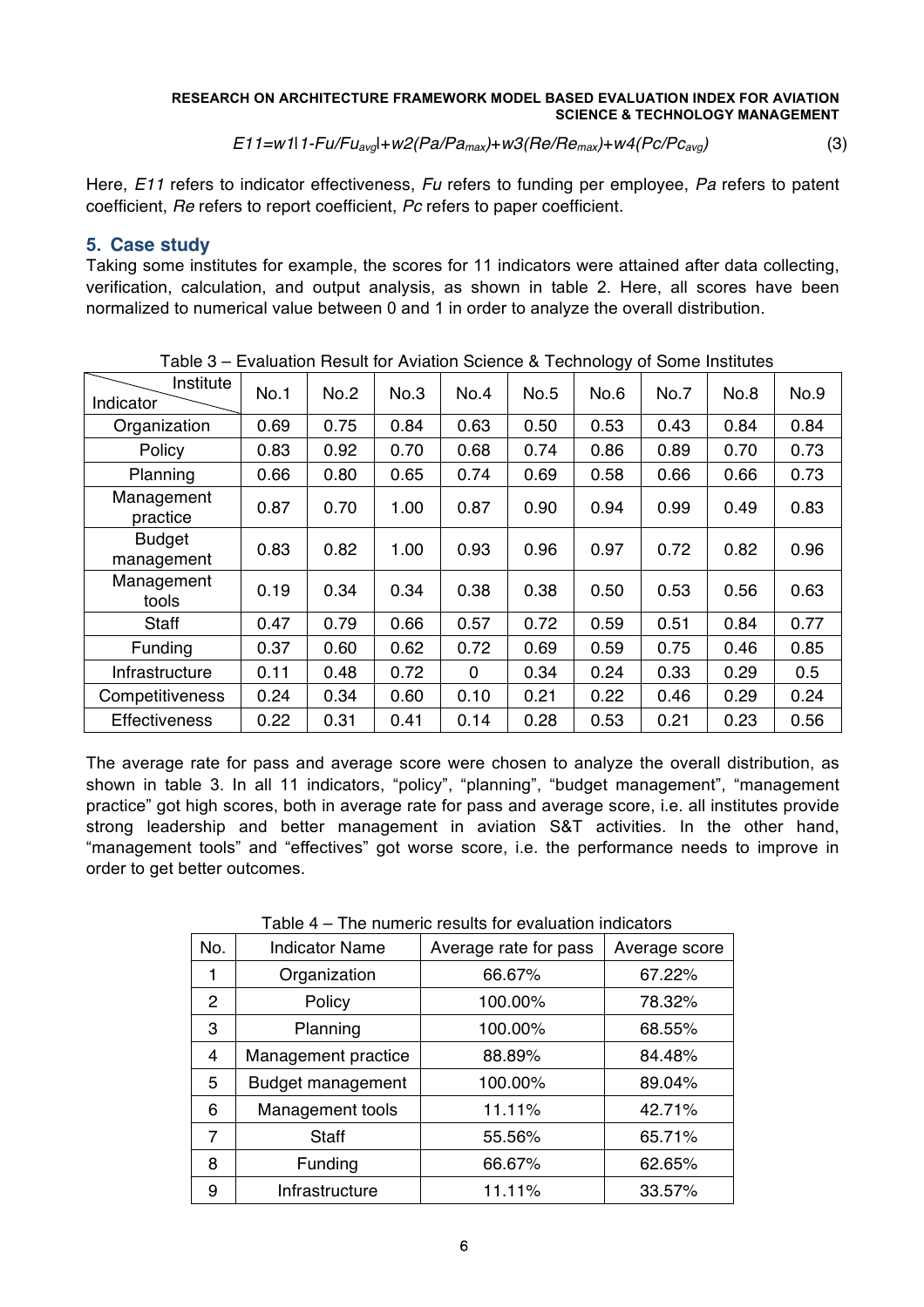$$E11=w1|1-Fu/Fu_{avg}|+w2(Pa/Pa_{max})+w3(Re/Re_{max})+w4(Pc/Pc_{avg}) \quad (3)$$

Here, *E11* refers to indicator effectiveness, *Fu* refers to funding per employee, *Pa* refers to patent coefficient, *Re* refers to report coefficient, *Pc* refers to paper coefficient.

## 5. Case study

Taking some institutes for example, the scores for 11 indicators were attained after data collecting, verification, calculation, and output analysis, as shown in table 2. Here, all scores have been normalized to numerical value between 0 and 1 in order to analyze the overall distribution.

Table 3 – Evaluation Result for Aviation Science & Technology of Some Institutes

| Indicator \ Institute | No.1 | No.2 | No.3 | No.4 | No.5 | No.6 | No.7 | No.8 | No.9 |
|---|---|---|---|---|---|---|---|---|---|
| Organization | 0.69 | 0.75 | 0.84 | 0.63 | 0.50 | 0.53 | 0.43 | 0.84 | 0.84 |
| Policy | 0.83 | 0.92 | 0.70 | 0.68 | 0.74 | 0.86 | 0.89 | 0.70 | 0.73 |
| Planning | 0.66 | 0.80 | 0.65 | 0.74 | 0.69 | 0.58 | 0.66 | 0.66 | 0.73 |
| Management practice | 0.87 | 0.70 | 1.00 | 0.87 | 0.90 | 0.94 | 0.99 | 0.49 | 0.83 |
| Budget management | 0.83 | 0.82 | 1.00 | 0.93 | 0.96 | 0.97 | 0.72 | 0.82 | 0.96 |
| Management tools | 0.19 | 0.34 | 0.34 | 0.38 | 0.38 | 0.50 | 0.53 | 0.56 | 0.63 |
| Staff | 0.47 | 0.79 | 0.66 | 0.57 | 0.72 | 0.59 | 0.51 | 0.84 | 0.77 |
| Funding | 0.37 | 0.60 | 0.62 | 0.72 | 0.69 | 0.59 | 0.75 | 0.46 | 0.85 |
| Infrastructure | 0.11 | 0.48 | 0.72 | 0 | 0.34 | 0.24 | 0.33 | 0.29 | 0.5 |
| Competitiveness | 0.24 | 0.34 | 0.60 | 0.10 | 0.21 | 0.22 | 0.46 | 0.29 | 0.24 |
| Effectiveness | 0.22 | 0.31 | 0.41 | 0.14 | 0.28 | 0.53 | 0.21 | 0.23 | 0.56 |

The average rate for pass and average score were chosen to analyze the overall distribution, as shown in table 3. In all 11 indicators, "policy", "planning", "budget management", "management practice" got high scores, both in average rate for pass and average score, i.e. all institutes provide strong leadership and better management in aviation S&T activities. In the other hand, "management tools" and "effectives" got worse score, i.e. the performance needs to improve in order to get better outcomes.

Table 4 – The numeric results for evaluation indicators

| No. | Indicator Name | Average rate for pass | Average score |
|---|---|---|---|
| 1 | Organization | 66.67% | 67.22% |
| 2 | Policy | 100.00% | 78.32% |
| 3 | Planning | 100.00% | 68.55% |
| 4 | Management practice | 88.89% | 84.48% |
| 5 | Budget management | 100.00% | 89.04% |
| 6 | Management tools | 11.11% | 42.71% |
| 7 | Staff | 55.56% | 65.71% |
| 8 | Funding | 66.67% | 62.65% |
| 9 | Infrastructure | 11.11% | 33.57% |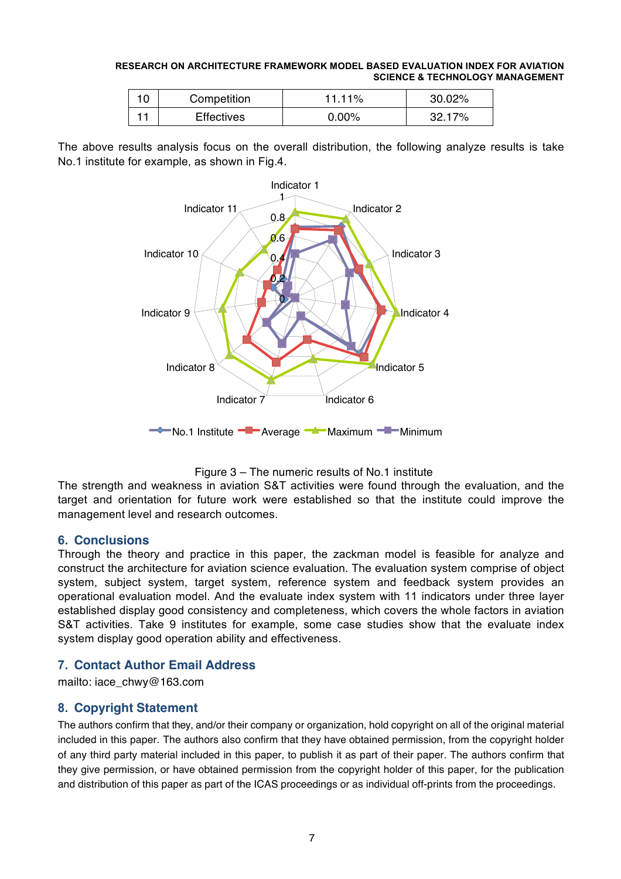| 10 | Competition | 11.11% | 30.02% |
|---|---|---|---|
| 11 | Effectives | 0.00% | 32.17% |

The above results analysis focus on the overall distribution, the following analyze results is take No.1 institute for example, as shown in Fig.4.

Figure 3 – The numeric results of No.1 institute

The strength and weakness in aviation S&T activities were found through the evaluation, and the target and orientation for future work were established so that the institute could improve the management level and research outcomes.

## 6. Conclusions

Through the theory and practice in this paper, the zackman model is feasible for analyze and construct the architecture for aviation science evaluation. The evaluation system comprise of object system, subject system, target system, reference system and feedback system provides an operational evaluation model. And the evaluate index system with 11 indicators under three layer established display good consistency and completeness, which covers the whole factors in aviation S&T activities. Take 9 institutes for example, some case studies show that the evaluate index system display good operation ability and effectiveness.

## 7. Contact Author Email Address

mailto: iace_chwy@163.com

## 8. Copyright Statement

The authors confirm that they, and/or their company or organization, hold copyright on all of the original material included in this paper. The authors also confirm that they have obtained permission, from the copyright holder of any third party material included in this paper, to publish it as part of their paper. The authors confirm that they give permission, or have obtained permission from the copyright holder of this paper, for the publication and distribution of this paper as part of the ICAS proceedings or as individual off-prints from the proceedings.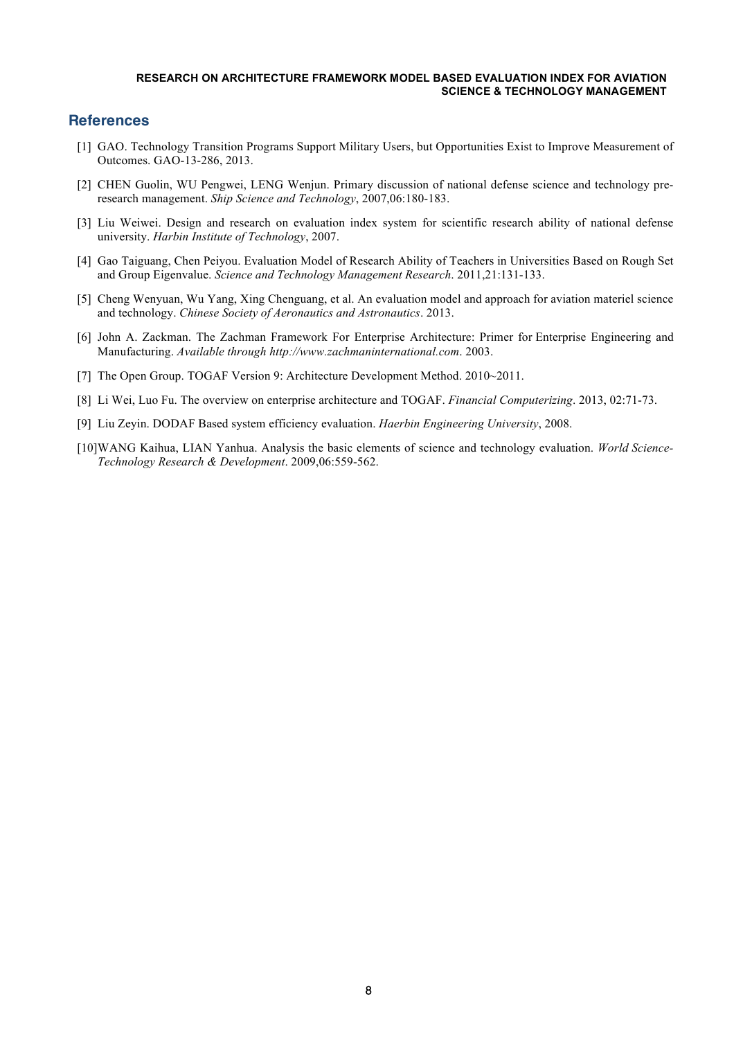## References

[1] GAO. Technology Transition Programs Support Military Users, but Opportunities Exist to Improve Measurement of Outcomes. GAO-13-286, 2013.

[2] CHEN Guolin, WU Pengwei, LENG Wenjun. Primary discussion of national defense science and technology pre-research management. *Ship Science and Technology*, 2007,06:180-183.

[3] Liu Weiwei. Design and research on evaluation index system for scientific research ability of national defense university. *Harbin Institute of Technology*, 2007.

[4] Gao Taiguang, Chen Peiyou. Evaluation Model of Research Ability of Teachers in Universities Based on Rough Set and Group Eigenvalue. *Science and Technology Management Research*. 2011,21:131-133.

[5] Cheng Wenyuan, Wu Yang, Xing Chenguang, et al. An evaluation model and approach for aviation materiel science and technology. *Chinese Society of Aeronautics and Astronautics*. 2013.

[6] John A. Zackman. The Zachman Framework For Enterprise Architecture: Primer for Enterprise Engineering and Manufacturing. *Available through http://www.zachmaninternational.com*. 2003.

[7] The Open Group. TOGAF Version 9: Architecture Development Method. 2010~2011.

[8] Li Wei, Luo Fu. The overview on enterprise architecture and TOGAF. *Financial Computerizing*. 2013, 02:71-73.

[9] Liu Zeyin. DODAF Based system efficiency evaluation. *Haerbin Engineering University*, 2008.

[10] WANG Kaihua, LIAN Yanhua. Analysis the basic elements of science and technology evaluation. *World Science-Technology Research & Development*. 2009,06:559-562.